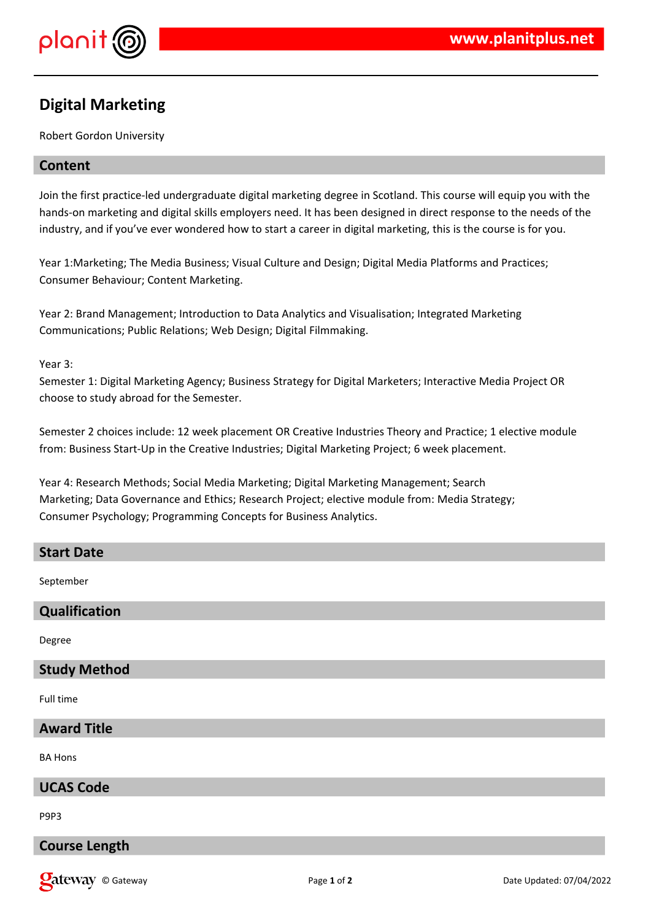# Digital Marketing

Robert Gordon University

## Content

Join the first practice-led undergraduate digital marketing degree in Scotland. This course will equip you with the hands-on marketing and digital skills employers need. It has been designed in direct response to the needs of the industry, and if you've ever wondered how to start a career in digital marketing, this is the course is for you.

Year 1:Marketing; The Media Business; Visual Culture and Design; Digital Media Platforms and Practices; Consumer Behaviour; Content Marketing.

Year 2: Brand Management; Introduction to Data Analytics and Visualisation; Integrated Marketing Communications; Public Relations; Web Design; Digital Filmmaking.

Year 3:
Semester 1: Digital Marketing Agency; Business Strategy for Digital Marketers; Interactive Media Project OR choose to study abroad for the Semester.

Semester 2 choices include: 12 week placement OR Creative Industries Theory and Practice; 1 elective module from: Business Start-Up in the Creative Industries; Digital Marketing Project; 6 week placement.

Year 4: Research Methods; Social Media Marketing; Digital Marketing Management; Search Marketing; Data Governance and Ethics; Research Project; elective module from: Media Strategy; Consumer Psychology; Programming Concepts for Business Analytics.

## Start Date

September

## Qualification

Degree

## Study Method

Full time

## Award Title

BA Hons

## UCAS Code

P9P3

## Course Length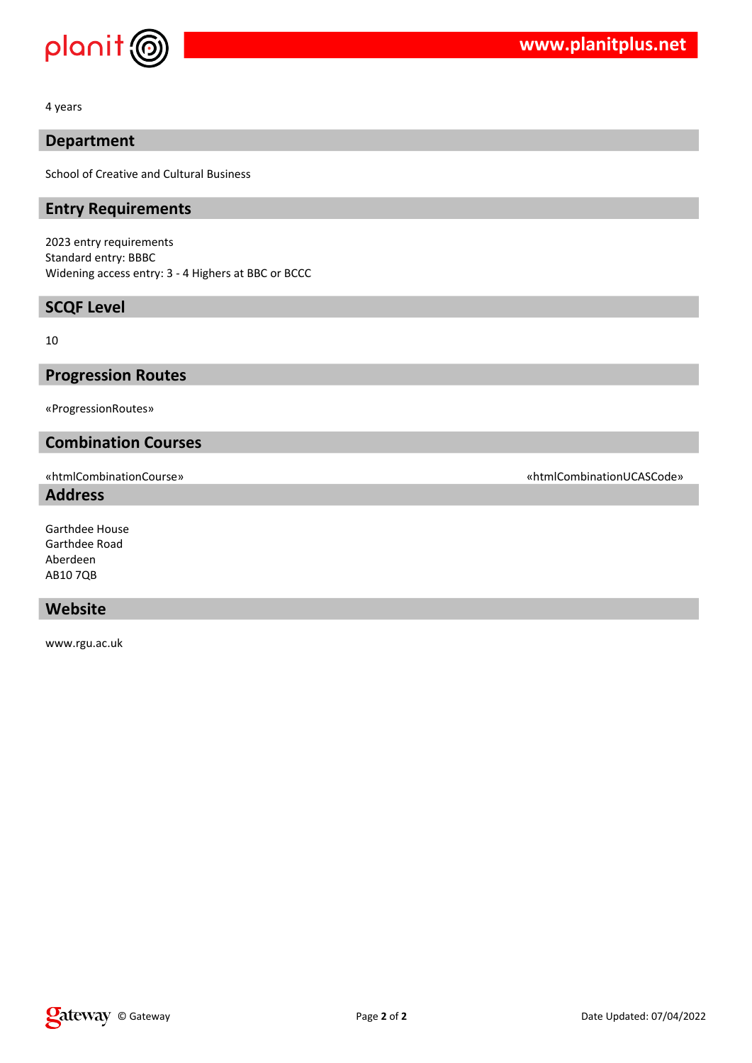4 years

## Department

School of Creative and Cultural Business

## Entry Requirements

2023 entry requirements
Standard entry: BBBC
Widening access entry: 3 - 4 Highers at BBC or BCCC

## SCQF Level

10

## Progression Routes

«ProgressionRoutes»

## Combination Courses

«htmlCombinationCourse» «htmlCombinationUCASCode»

## Address

Garthdee House
Garthdee Road
Aberdeen
AB10 7QB

## Website

www.rgu.ac.uk